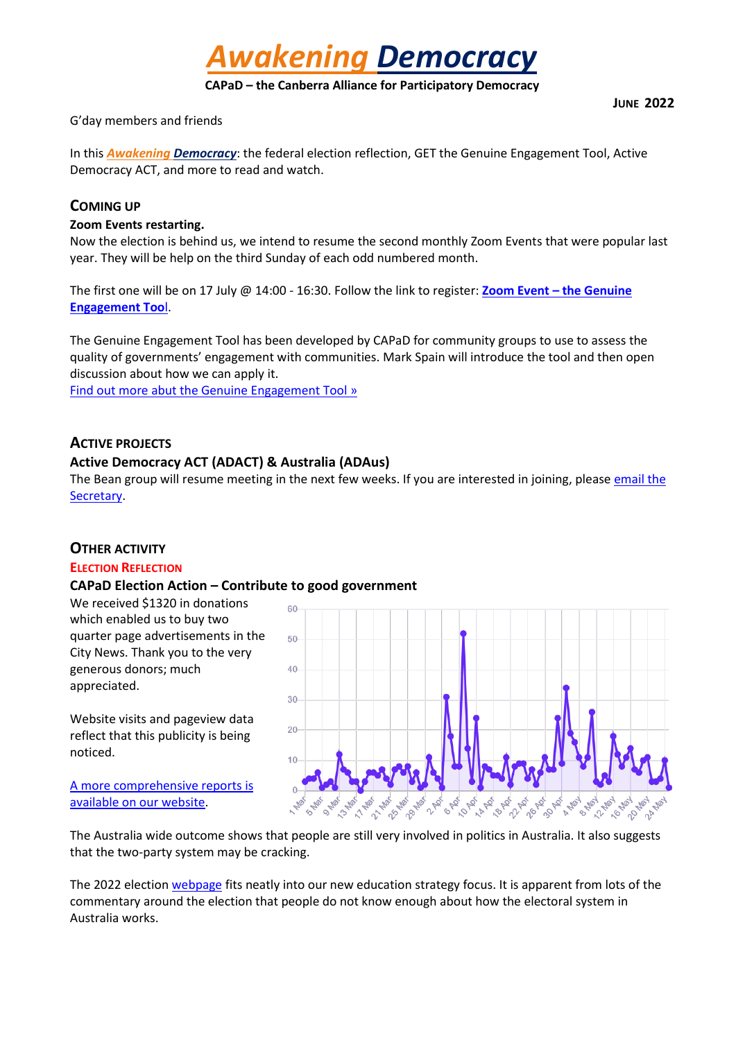# *Awakening* *Democracy*

**CAPaD – the Canberra Alliance for Participatory Democracy**

**JUNE 2022**

G'day members and friends

In this ***Awakening Democracy***: the federal election reflection, GET the Genuine Engagement Tool, Active Democracy ACT, and more to read and watch.

## COMING UP

**Zoom Events restarting.**

Now the election is behind us, we intend to resume the second monthly Zoom Events that were popular last year. They will be help on the third Sunday of each odd numbered month.

The first one will be on 17 July @ 14:00 - 16:30. Follow the link to register: **Zoom Event – the Genuine Engagement Tool**.

The Genuine Engagement Tool has been developed by CAPaD for community groups to use to assess the quality of governments' engagement with communities. Mark Spain will introduce the tool and then open discussion about how we can apply it.

Find out more abut the Genuine Engagement Tool »

## ACTIVE PROJECTS

### Active Democracy ACT (ADACT) & Australia (ADAus)

The Bean group will resume meeting in the next few weeks. If you are interested in joining, please email the Secretary.

## OTHER ACTIVITY

### ELECTION REFLECTION

### CAPaD Election Action – Contribute to good government

We received $1320 in donations which enabled us to buy two quarter page advertisements in the City News. Thank you to the very generous donors; much appreciated.

Website visits and pageview data reflect that this publicity is being noticed.

A more comprehensive reports is available on our website.

The Australia wide outcome shows that people are still very involved in politics in Australia. It also suggests that the two-party system may be cracking.

The 2022 election webpage fits neatly into our new education strategy focus. It is apparent from lots of the commentary around the election that people do not know enough about how the electoral system in Australia works.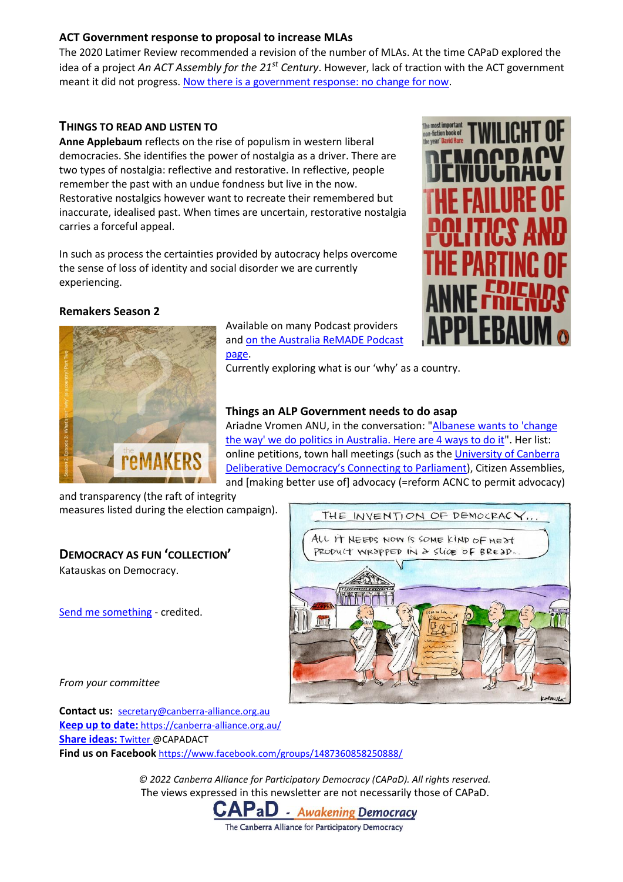### ACT Government response to proposal to increase MLAs

The 2020 Latimer Review recommended a revision of the number of MLAs. At the time CAPaD explored the idea of a project *An ACT Assembly for the 21st Century*. However, lack of traction with the ACT government meant it did not progress. Now there is a government response: no change for now.

### THINGS TO READ AND LISTEN TO

**Anne Applebaum** reflects on the rise of populism in western liberal democracies. She identifies the power of nostalgia as a driver. There are two types of nostalgia: reflective and restorative. In reflective, people remember the past with an undue fondness but live in the now. Restorative nostalgics however want to recreate their remembered but inaccurate, idealised past. When times are uncertain, restorative nostalgia carries a forceful appeal.

In such as process the certainties provided by autocracy helps overcome the sense of loss of identity and social disorder we are currently experiencing.

#### Remakers Season 2

Available on many Podcast providers and on the Australia ReMADE Podcast page.

Currently exploring what is our 'why' as a country.

#### Things an ALP Government needs to do asap

Ariadne Vromen ANU, in the conversation: "Albanese wants to 'change the way' we do politics in Australia. Here are 4 ways to do it". Her list: online petitions, town hall meetings (such as the University of Canberra Deliberative Democracy's Connecting to Parliament), Citizen Assemblies, and [making better use of] advocacy (=reform ACNC to permit advocacy) and transparency (the raft of integrity measures listed during the election campaign).

### DEMOCRACY AS FUN 'COLLECTION'

Katauskas on Democracy.

Send me something - credited.

*From your committee*

**Contact us:** secretary@canberra-alliance.org.au
**Keep up to date:** https://canberra-alliance.org.au/
**Share ideas:** Twitter @CAPADACT
**Find us on Facebook** https://www.facebook.com/groups/1487360858250888/

*© 2022 Canberra Alliance for Participatory Democracy (CAPaD). All rights reserved.*
The views expressed in this newsletter are not necessarily those of CAPaD.

CAPaD - Awakening Democracy
The Canberra Alliance for Participatory Democracy